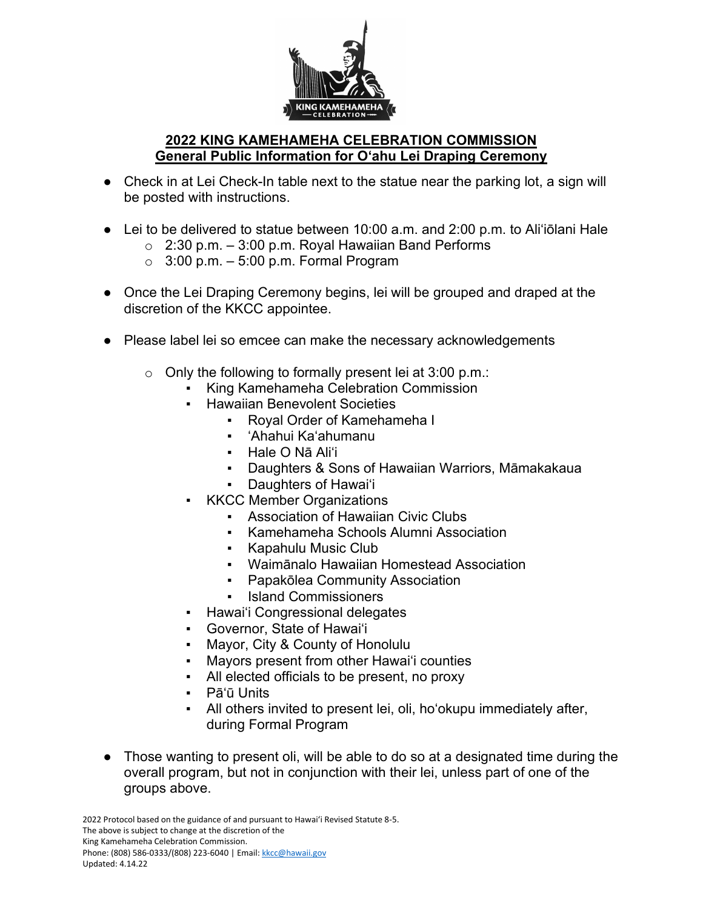## 2022 KING KAMEHAMEHA CELEBRATION COMMISSION
## General Public Information for O‘ahu Lei Draping Ceremony

- Check in at Lei Check-In table next to the statue near the parking lot, a sign will be posted with instructions.
- Lei to be delivered to statue between 10:00 a.m. and 2:00 p.m. to Ali‘iōlani Hale
  - 2:30 p.m. – 3:00 p.m. Royal Hawaiian Band Performs
  - 3:00 p.m. – 5:00 p.m. Formal Program
- Once the Lei Draping Ceremony begins, lei will be grouped and draped at the discretion of the KKCC appointee.
- Please label lei so emcee can make the necessary acknowledgements
  - Only the following to formally present lei at 3:00 p.m.:
    - King Kamehameha Celebration Commission
    - Hawaiian Benevolent Societies
      - Royal Order of Kamehameha I
      - ‘Ahahui Ka‘ahumanu
      - Hale O Nā Ali‘i
      - Daughters & Sons of Hawaiian Warriors, Māmakakaua
      - Daughters of Hawai‘i
    - KKCC Member Organizations
      - Association of Hawaiian Civic Clubs
      - Kamehameha Schools Alumni Association
      - Kapahulu Music Club
      - Waimānalo Hawaiian Homestead Association
      - Papakōlea Community Association
      - Island Commissioners
    - Hawai‘i Congressional delegates
    - Governor, State of Hawai‘i
    - Mayor, City & County of Honolulu
    - Mayors present from other Hawai‘i counties
    - All elected officials to be present, no proxy
    - Pā‘ū Units
    - All others invited to present lei, oli, ho‘okupu immediately after, during Formal Program
- Those wanting to present oli, will be able to do so at a designated time during the overall program, but not in conjunction with their lei, unless part of one of the groups above.

2022 Protocol based on the guidance of and pursuant to Hawai‘i Revised Statute 8-5.
The above is subject to change at the discretion of the
King Kamehameha Celebration Commission.
Phone: (808) 586-0333/(808) 223-6040 | Email: kkcc@hawaii.gov
Updated: 4.14.22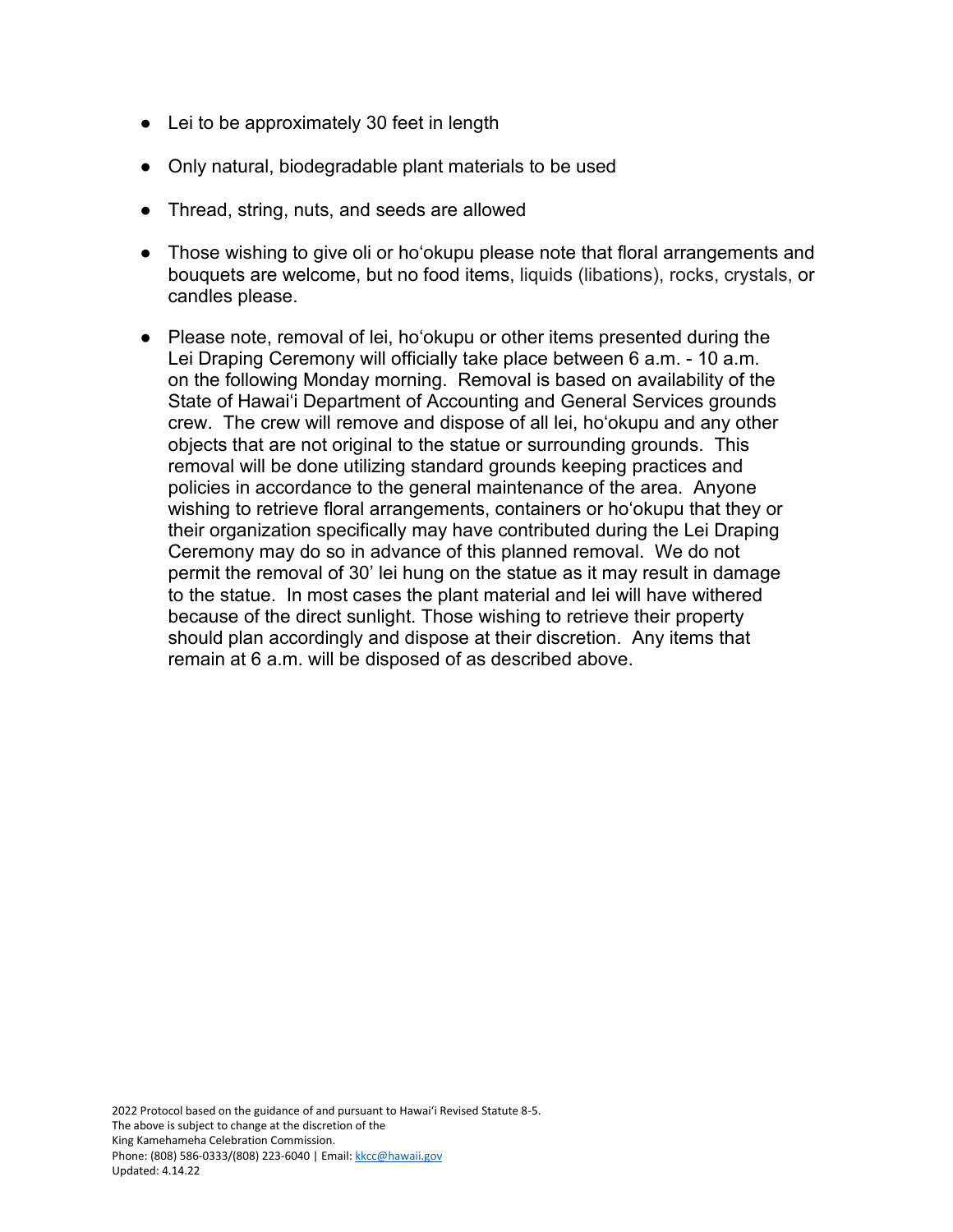- Lei to be approximately 30 feet in length
- Only natural, biodegradable plant materials to be used
- Thread, string, nuts, and seeds are allowed
- Those wishing to give oli or hoʻokupu please note that floral arrangements and bouquets are welcome, but no food items, liquids (libations), rocks, crystals, or candles please.
- Please note, removal of lei, hoʻokupu or other items presented during the Lei Draping Ceremony will officially take place between 6 a.m. - 10 a.m. on the following Monday morning. Removal is based on availability of the State of Hawaiʻi Department of Accounting and General Services grounds crew. The crew will remove and dispose of all lei, hoʻokupu and any other objects that are not original to the statue or surrounding grounds. This removal will be done utilizing standard grounds keeping practices and policies in accordance to the general maintenance of the area. Anyone wishing to retrieve floral arrangements, containers or hoʻokupu that they or their organization specifically may have contributed during the Lei Draping Ceremony may do so in advance of this planned removal. We do not permit the removal of 30' lei hung on the statue as it may result in damage to the statue. In most cases the plant material and lei will have withered because of the direct sunlight. Those wishing to retrieve their property should plan accordingly and dispose at their discretion. Any items that remain at 6 a.m. will be disposed of as described above.

2022 Protocol based on the guidance of and pursuant to Hawaiʻi Revised Statute 8-5.
The above is subject to change at the discretion of the
King Kamehameha Celebration Commission.
Phone: (808) 586-0333/(808) 223-6040 | Email: kkcc@hawaii.gov
Updated: 4.14.22